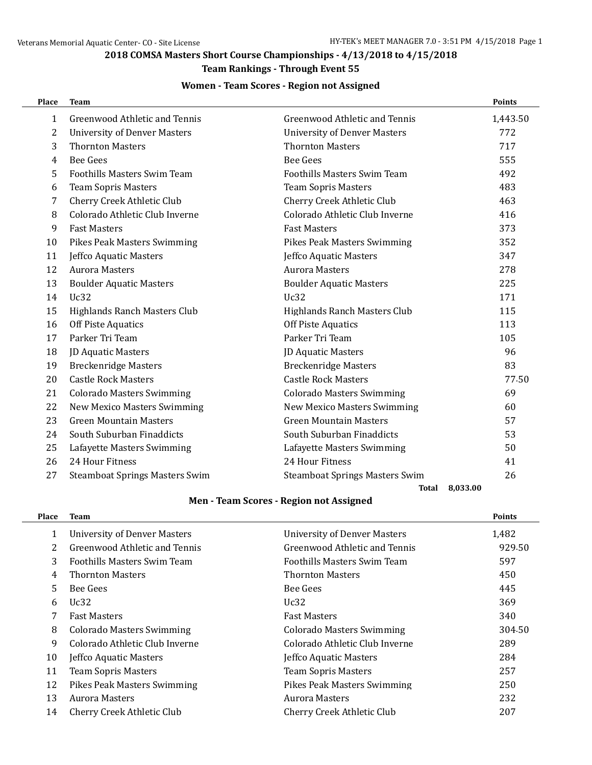# 2018 COMSA Masters Short Course Championships - 4/13/2018 to 4/15/2018

## Team Rankings - Through Event 55

### Women - Team Scores - Region not Assigned

| Place | Team | | Points |
|---|---|---|---|
| 1 | Greenwood Athletic and Tennis | Greenwood Athletic and Tennis | 1,443.50 |
| 2 | University of Denver Masters | University of Denver Masters | 772 |
| 3 | Thornton Masters | Thornton Masters | 717 |
| 4 | Bee Gees | Bee Gees | 555 |
| 5 | Foothills Masters Swim Team | Foothills Masters Swim Team | 492 |
| 6 | Team Sopris Masters | Team Sopris Masters | 483 |
| 7 | Cherry Creek Athletic Club | Cherry Creek Athletic Club | 463 |
| 8 | Colorado Athletic Club Inverne | Colorado Athletic Club Inverne | 416 |
| 9 | Fast Masters | Fast Masters | 373 |
| 10 | Pikes Peak Masters Swimming | Pikes Peak Masters Swimming | 352 |
| 11 | Jeffco Aquatic Masters | Jeffco Aquatic Masters | 347 |
| 12 | Aurora Masters | Aurora Masters | 278 |
| 13 | Boulder Aquatic Masters | Boulder Aquatic Masters | 225 |
| 14 | Uc32 | Uc32 | 171 |
| 15 | Highlands Ranch Masters Club | Highlands Ranch Masters Club | 115 |
| 16 | Off Piste Aquatics | Off Piste Aquatics | 113 |
| 17 | Parker Tri Team | Parker Tri Team | 105 |
| 18 | JD Aquatic Masters | JD Aquatic Masters | 96 |
| 19 | Breckenridge Masters | Breckenridge Masters | 83 |
| 20 | Castle Rock Masters | Castle Rock Masters | 77.50 |
| 21 | Colorado Masters Swimming | Colorado Masters Swimming | 69 |
| 22 | New Mexico Masters Swimming | New Mexico Masters Swimming | 60 |
| 23 | Green Mountain Masters | Green Mountain Masters | 57 |
| 24 | South Suburban Finaddicts | South Suburban Finaddicts | 53 |
| 25 | Lafayette Masters Swimming | Lafayette Masters Swimming | 50 |
| 26 | 24 Hour Fitness | 24 Hour Fitness | 41 |
| 27 | Steamboat Springs Masters Swim | Steamboat Springs Masters Swim | 26 |
| | | **Total** | **8,033.00** |

### Men - Team Scores - Region not Assigned

| Place | Team | | Points |
|---|---|---|---|
| 1 | University of Denver Masters | University of Denver Masters | 1,482 |
| 2 | Greenwood Athletic and Tennis | Greenwood Athletic and Tennis | 929.50 |
| 3 | Foothills Masters Swim Team | Foothills Masters Swim Team | 597 |
| 4 | Thornton Masters | Thornton Masters | 450 |
| 5 | Bee Gees | Bee Gees | 445 |
| 6 | Uc32 | Uc32 | 369 |
| 7 | Fast Masters | Fast Masters | 340 |
| 8 | Colorado Masters Swimming | Colorado Masters Swimming | 304.50 |
| 9 | Colorado Athletic Club Inverne | Colorado Athletic Club Inverne | 289 |
| 10 | Jeffco Aquatic Masters | Jeffco Aquatic Masters | 284 |
| 11 | Team Sopris Masters | Team Sopris Masters | 257 |
| 12 | Pikes Peak Masters Swimming | Pikes Peak Masters Swimming | 250 |
| 13 | Aurora Masters | Aurora Masters | 232 |
| 14 | Cherry Creek Athletic Club | Cherry Creek Athletic Club | 207 |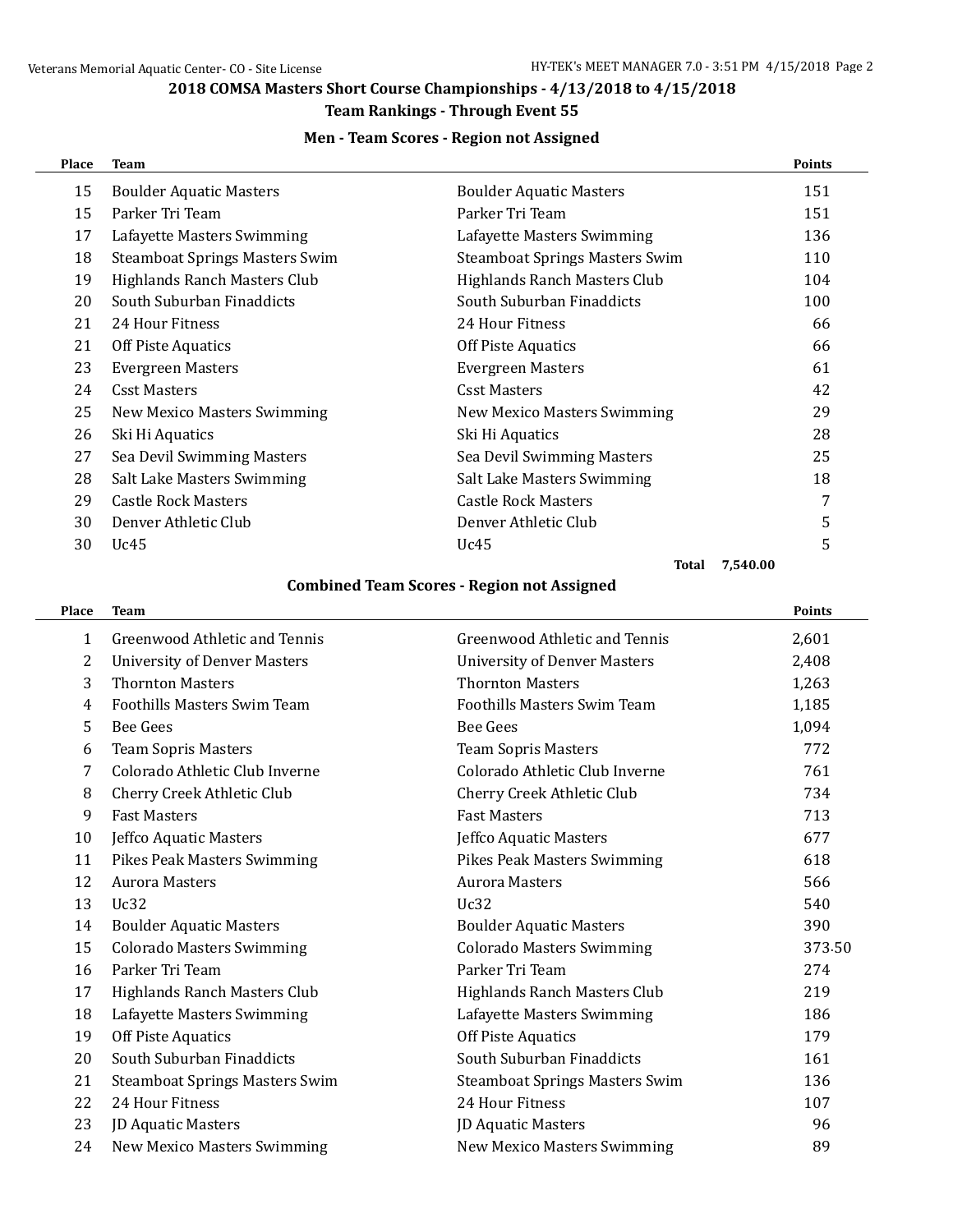## 2018 COMSA Masters Short Course Championships - 4/13/2018 to 4/15/2018

### Team Rankings - Through Event 55

### Men - Team Scores - Region not Assigned

| Place | Team | | Points |
|---|---|---|---|
| 15 | Boulder Aquatic Masters | Boulder Aquatic Masters | 151 |
| 15 | Parker Tri Team | Parker Tri Team | 151 |
| 17 | Lafayette Masters Swimming | Lafayette Masters Swimming | 136 |
| 18 | Steamboat Springs Masters Swim | Steamboat Springs Masters Swim | 110 |
| 19 | Highlands Ranch Masters Club | Highlands Ranch Masters Club | 104 |
| 20 | South Suburban Finaddicts | South Suburban Finaddicts | 100 |
| 21 | 24 Hour Fitness | 24 Hour Fitness | 66 |
| 21 | Off Piste Aquatics | Off Piste Aquatics | 66 |
| 23 | Evergreen Masters | Evergreen Masters | 61 |
| 24 | Csst Masters | Csst Masters | 42 |
| 25 | New Mexico Masters Swimming | New Mexico Masters Swimming | 29 |
| 26 | Ski Hi Aquatics | Ski Hi Aquatics | 28 |
| 27 | Sea Devil Swimming Masters | Sea Devil Swimming Masters | 25 |
| 28 | Salt Lake Masters Swimming | Salt Lake Masters Swimming | 18 |
| 29 | Castle Rock Masters | Castle Rock Masters | 7 |
| 30 | Denver Athletic Club | Denver Athletic Club | 5 |
| 30 | Uc45 | Uc45 | 5 |
| | | **Total** | 7,540.00 |

### Combined Team Scores - Region not Assigned

| Place | Team | | Points |
|---|---|---|---|
| 1 | Greenwood Athletic and Tennis | Greenwood Athletic and Tennis | 2,601 |
| 2 | University of Denver Masters | University of Denver Masters | 2,408 |
| 3 | Thornton Masters | Thornton Masters | 1,263 |
| 4 | Foothills Masters Swim Team | Foothills Masters Swim Team | 1,185 |
| 5 | Bee Gees | Bee Gees | 1,094 |
| 6 | Team Sopris Masters | Team Sopris Masters | 772 |
| 7 | Colorado Athletic Club Inverne | Colorado Athletic Club Inverne | 761 |
| 8 | Cherry Creek Athletic Club | Cherry Creek Athletic Club | 734 |
| 9 | Fast Masters | Fast Masters | 713 |
| 10 | Jeffco Aquatic Masters | Jeffco Aquatic Masters | 677 |
| 11 | Pikes Peak Masters Swimming | Pikes Peak Masters Swimming | 618 |
| 12 | Aurora Masters | Aurora Masters | 566 |
| 13 | Uc32 | Uc32 | 540 |
| 14 | Boulder Aquatic Masters | Boulder Aquatic Masters | 390 |
| 15 | Colorado Masters Swimming | Colorado Masters Swimming | 373.50 |
| 16 | Parker Tri Team | Parker Tri Team | 274 |
| 17 | Highlands Ranch Masters Club | Highlands Ranch Masters Club | 219 |
| 18 | Lafayette Masters Swimming | Lafayette Masters Swimming | 186 |
| 19 | Off Piste Aquatics | Off Piste Aquatics | 179 |
| 20 | South Suburban Finaddicts | South Suburban Finaddicts | 161 |
| 21 | Steamboat Springs Masters Swim | Steamboat Springs Masters Swim | 136 |
| 22 | 24 Hour Fitness | 24 Hour Fitness | 107 |
| 23 | JD Aquatic Masters | JD Aquatic Masters | 96 |
| 24 | New Mexico Masters Swimming | New Mexico Masters Swimming | 89 |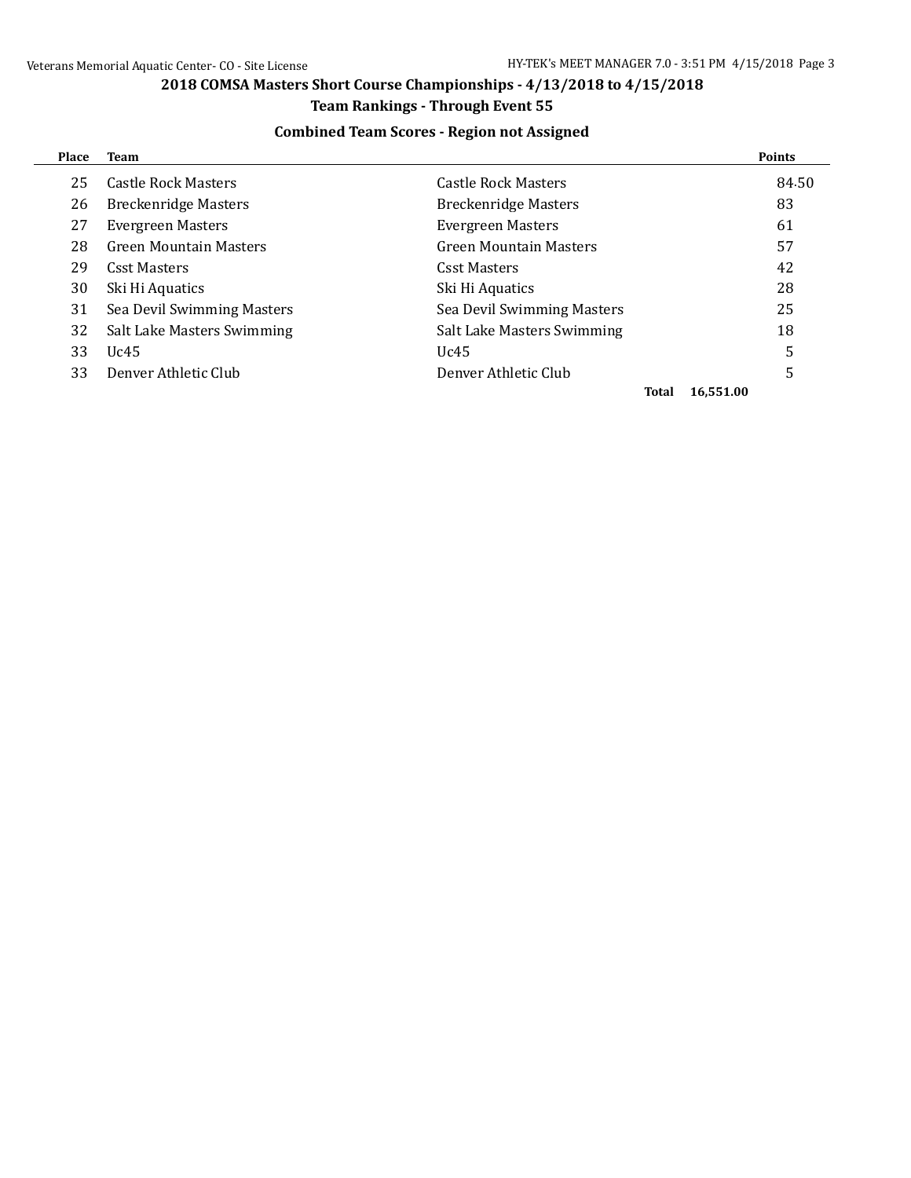## 2018 COMSA Masters Short Course Championships - 4/13/2018 to 4/15/2018

### Team Rankings - Through Event 55

### Combined Team Scores - Region not Assigned

| Place | Team | | Points |
|---|---|---|---|
| 25 | Castle Rock Masters | Castle Rock Masters | 84.50 |
| 26 | Breckenridge Masters | Breckenridge Masters | 83 |
| 27 | Evergreen Masters | Evergreen Masters | 61 |
| 28 | Green Mountain Masters | Green Mountain Masters | 57 |
| 29 | Csst Masters | Csst Masters | 42 |
| 30 | Ski Hi Aquatics | Ski Hi Aquatics | 28 |
| 31 | Sea Devil Swimming Masters | Sea Devil Swimming Masters | 25 |
| 32 | Salt Lake Masters Swimming | Salt Lake Masters Swimming | 18 |
| 33 | Uc45 | Uc45 | 5 |
| 33 | Denver Athletic Club | Denver Athletic Club | 5 |
| | | **Total** | **16,551.00** |